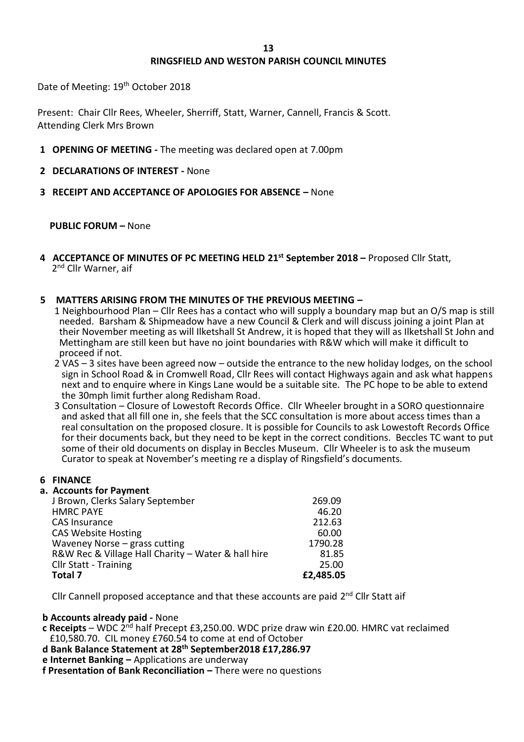# RINGSFIELD AND WESTON PARISH COUNCIL MINUTES

Date of Meeting: 19th October 2018

Present: Chair Cllr Rees, Wheeler, Sherriff, Statt, Warner, Cannell, Francis & Scott.
Attending Clerk Mrs Brown

**1 OPENING OF MEETING -** The meeting was declared open at 7.00pm

**2 DECLARATIONS OF INTEREST -** None

**3 RECEIPT AND ACCEPTANCE OF APOLOGIES FOR ABSENCE –** None

**PUBLIC FORUM –** None

**4 ACCEPTANCE OF MINUTES OF PC MEETING HELD 21st September 2018 –** Proposed Cllr Statt, 2nd Cllr Warner, aif

**5 MATTERS ARISING FROM THE MINUTES OF THE PREVIOUS MEETING –**

1 Neighbourhood Plan – Cllr Rees has a contact who will supply a boundary map but an O/S map is still needed. Barsham & Shipmeadow have a new Council & Clerk and will discuss joining a joint Plan at their November meeting as will Ilketshall St Andrew, it is hoped that they will as Ilketshall St John and Mettingham are still keen but have no joint boundaries with R&W which will make it difficult to proceed if not.

2 VAS – 3 sites have been agreed now – outside the entrance to the new holiday lodges, on the school sign in School Road & in Cromwell Road, Cllr Rees will contact Highways again and ask what happens next and to enquire where in Kings Lane would be a suitable site. The PC hope to be able to extend the 30mph limit further along Redisham Road.

3 Consultation – Closure of Lowestoft Records Office. Cllr Wheeler brought in a SORO questionnaire and asked that all fill one in, she feels that the SCC consultation is more about access times than a real consultation on the proposed closure. It is possible for Councils to ask Lowestoft Records Office for their documents back, but they need to be kept in the correct conditions. Beccles TC want to put some of their old documents on display in Beccles Museum. Cllr Wheeler is to ask the museum Curator to speak at November's meeting re a display of Ringsfield's documents.

**6 FINANCE**

**a. Accounts for Payment**

| | |
|---|---|
| J Brown, Clerks Salary September | 269.09 |
| HMRC PAYE | 46.20 |
| CAS Insurance | 212.63 |
| CAS Website Hosting | 60.00 |
| Waveney Norse – grass cutting | 1790.28 |
| R&W Rec & Village Hall Charity – Water & hall hire | 81.85 |
| Cllr Statt - Training | 25.00 |
| **Total 7** | **£2,485.05** |

Cllr Cannell proposed acceptance and that these accounts are paid 2nd Cllr Statt aif

**b Accounts already paid -** None

**c Receipts** – WDC 2nd half Precept £3,250.00. WDC prize draw win £20.00. HMRC vat reclaimed £10,580.70. CIL money £760.54 to come at end of October

**d Bank Balance Statement at 28th September2018 £17,286.97**

**e Internet Banking –** Applications are underway

**f Presentation of Bank Reconciliation –** There were no questions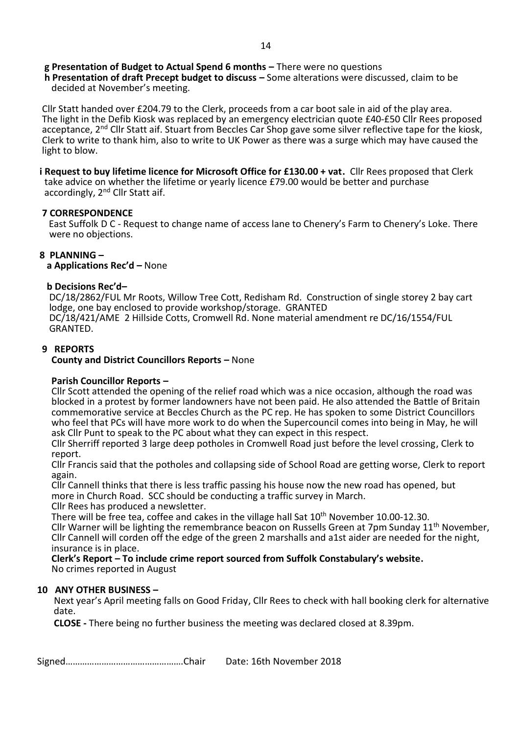**g Presentation of Budget to Actual Spend 6 months –** There were no questions

**h Presentation of draft Precept budget to discuss –** Some alterations were discussed, claim to be decided at November's meeting.

Cllr Statt handed over £204.79 to the Clerk, proceeds from a car boot sale in aid of the play area. The light in the Defib Kiosk was replaced by an emergency electrician quote £40-£50 Cllr Rees proposed acceptance, 2nd Cllr Statt aif. Stuart from Beccles Car Shop gave some silver reflective tape for the kiosk, Clerk to write to thank him, also to write to UK Power as there was a surge which may have caused the light to blow.

**i Request to buy lifetime licence for Microsoft Office for £130.00 + vat.** Cllr Rees proposed that Clerk take advice on whether the lifetime or yearly licence £79.00 would be better and purchase accordingly, 2nd Cllr Statt aif.

## 7 CORRESPONDENCE

East Suffolk D C - Request to change name of access lane to Chenery's Farm to Chenery's Loke. There were no objections.

## 8 PLANNING –

**a Applications Rec'd –** None

**b Decisions Rec'd–**

DC/18/2862/FUL Mr Roots, Willow Tree Cott, Redisham Rd. Construction of single storey 2 bay cart lodge, one bay enclosed to provide workshop/storage. GRANTED

DC/18/421/AME 2 Hillside Cotts, Cromwell Rd. None material amendment re DC/16/1554/FUL GRANTED.

## 9 REPORTS

**County and District Councillors Reports –** None

**Parish Councillor Reports –**

Cllr Scott attended the opening of the relief road which was a nice occasion, although the road was blocked in a protest by former landowners have not been paid. He also attended the Battle of Britain commemorative service at Beccles Church as the PC rep. He has spoken to some District Councillors who feel that PCs will have more work to do when the Supercouncil comes into being in May, he will ask Cllr Punt to speak to the PC about what they can expect in this respect.

Cllr Sherriff reported 3 large deep potholes in Cromwell Road just before the level crossing, Clerk to report.

Cllr Francis said that the potholes and collapsing side of School Road are getting worse, Clerk to report again.

Cllr Cannell thinks that there is less traffic passing his house now the new road has opened, but more in Church Road. SCC should be conducting a traffic survey in March.

Cllr Rees has produced a newsletter.

There will be free tea, coffee and cakes in the village hall Sat 10th November 10.00-12.30.

Cllr Warner will be lighting the remembrance beacon on Russells Green at 7pm Sunday 11th November, Cllr Cannell will cordon off the edge of the green 2 marshalls and a1st aider are needed for the night, insurance is in place.

**Clerk's Report – To include crime report sourced from Suffolk Constabulary's website.**

No crimes reported in August

## 10 ANY OTHER BUSINESS –

Next year's April meeting falls on Good Friday, Cllr Rees to check with hall booking clerk for alternative date.

**CLOSE -** There being no further business the meeting was declared closed at 8.39pm.

Signed………………………………………….Chair Date: 16th November 2018